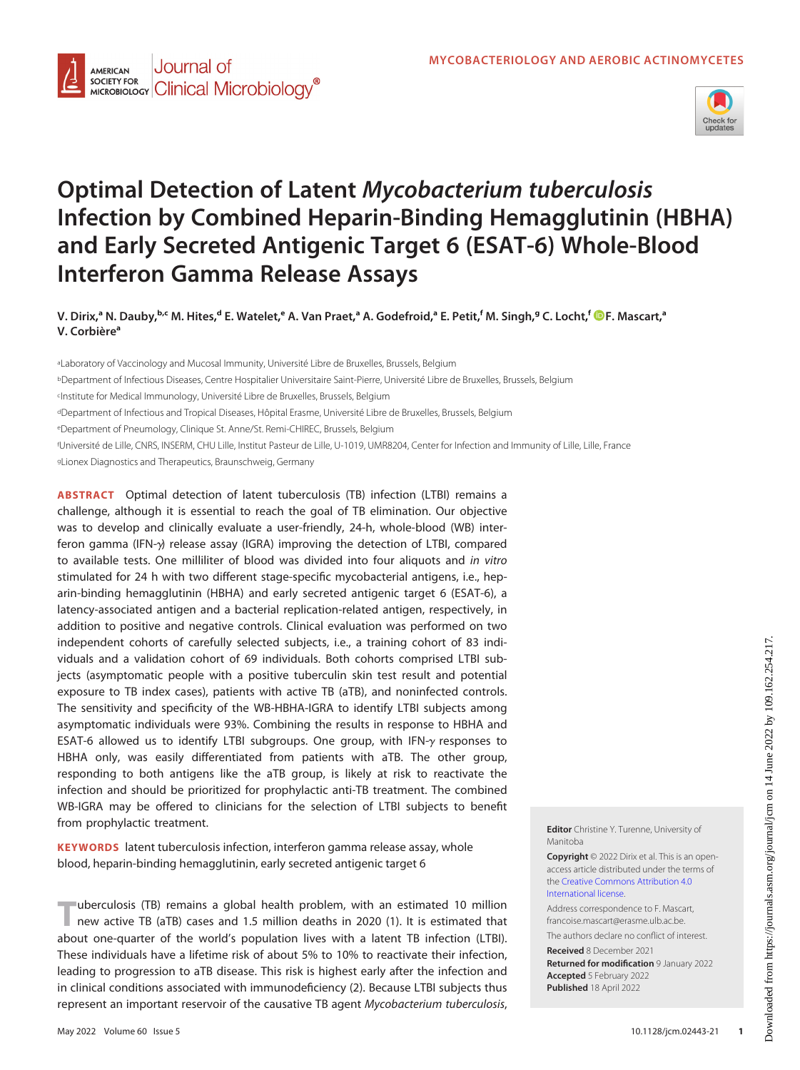MYCOBACTERIOLOGY AND AEROBIC ACTINOMYCETES

# Optimal Detection of Latent *Mycobacterium tuberculosis* Infection by Combined Heparin-Binding Hemagglutinin (HBHA) and Early Secreted Antigenic Target 6 (ESAT-6) Whole-Blood Interferon Gamma Release Assays

V. Dirix,[a] N. Dauby,[b,c] M. Hites,[d] E. Watelet,[e] A. Van Praet,[a] A. Godefroid,[a] E. Petit,[f] M. Singh,[g] C. Locht,[f] F. Mascart,[a] V. Corbière[a]

[a]Laboratory of Vaccinology and Mucosal Immunity, Université Libre de Bruxelles, Brussels, Belgium

[b]Department of Infectious Diseases, Centre Hospitalier Universitaire Saint-Pierre, Université Libre de Bruxelles, Brussels, Belgium

[c]Institute for Medical Immunology, Université Libre de Bruxelles, Brussels, Belgium

[d]Department of Infectious and Tropical Diseases, Hôpital Erasme, Université Libre de Bruxelles, Brussels, Belgium

[e]Department of Pneumology, Clinique St. Anne/St. Remi-CHIREC, Brussels, Belgium

[f]Université de Lille, CNRS, INSERM, CHU Lille, Institut Pasteur de Lille, U-1019, UMR8204, Center for Infection and Immunity of Lille, Lille, France

[g]Lionex Diagnostics and Therapeutics, Braunschweig, Germany

**ABSTRACT** Optimal detection of latent tuberculosis (TB) infection (LTBI) remains a challenge, although it is essential to reach the goal of TB elimination. Our objective was to develop and clinically evaluate a user-friendly, 24-h, whole-blood (WB) interferon gamma (IFN-$\gamma$) release assay (IGRA) improving the detection of LTBI, compared to available tests. One milliliter of blood was divided into four aliquots and *in vitro* stimulated for 24 h with two different stage-specific mycobacterial antigens, i.e., heparin-binding hemagglutinin (HBHA) and early secreted antigenic target 6 (ESAT-6), a latency-associated antigen and a bacterial replication-related antigen, respectively, in addition to positive and negative controls. Clinical evaluation was performed on two independent cohorts of carefully selected subjects, i.e., a training cohort of 83 individuals and a validation cohort of 69 individuals. Both cohorts comprised LTBI subjects (asymptomatic people with a positive tuberculin skin test result and potential exposure to TB index cases), patients with active TB (aTB), and noninfected controls. The sensitivity and specificity of the WB-HBHA-IGRA to identify LTBI subjects among asymptomatic individuals were 93%. Combining the results in response to HBHA and ESAT-6 allowed us to identify LTBI subgroups. One group, with IFN-$\gamma$ responses to HBHA only, was easily differentiated from patients with aTB. The other group, responding to both antigens like the aTB group, is likely at risk to reactivate the infection and should be prioritized for prophylactic anti-TB treatment. The combined WB-IGRA may be offered to clinicians for the selection of LTBI subjects to benefit from prophylactic treatment.

**KEYWORDS** latent tuberculosis infection, interferon gamma release assay, whole blood, heparin-binding hemagglutinin, early secreted antigenic target 6

Tuberculosis (TB) remains a global health problem, with an estimated 10 million new active TB (aTB) cases and 1.5 million deaths in 2020 (1). It is estimated that about one-quarter of the world's population lives with a latent TB infection (LTBI). These individuals have a lifetime risk of about 5% to 10% to reactivate their infection, leading to progression to aTB disease. This risk is highest early after the infection and in clinical conditions associated with immunodeficiency (2). Because LTBI subjects thus represent an important reservoir of the causative TB agent *Mycobacterium tuberculosis*,

**Editor** Christine Y. Turenne, University of Manitoba

**Copyright** © 2022 Dirix et al. This is an open-access article distributed under the terms of the Creative Commons Attribution 4.0 International license.

Address correspondence to F. Mascart, francoise.mascart@erasme.ulb.ac.be.

The authors declare no conflict of interest.

**Received** 8 December 2021
**Returned for modification** 9 January 2022
**Accepted** 5 February 2022
**Published** 18 April 2022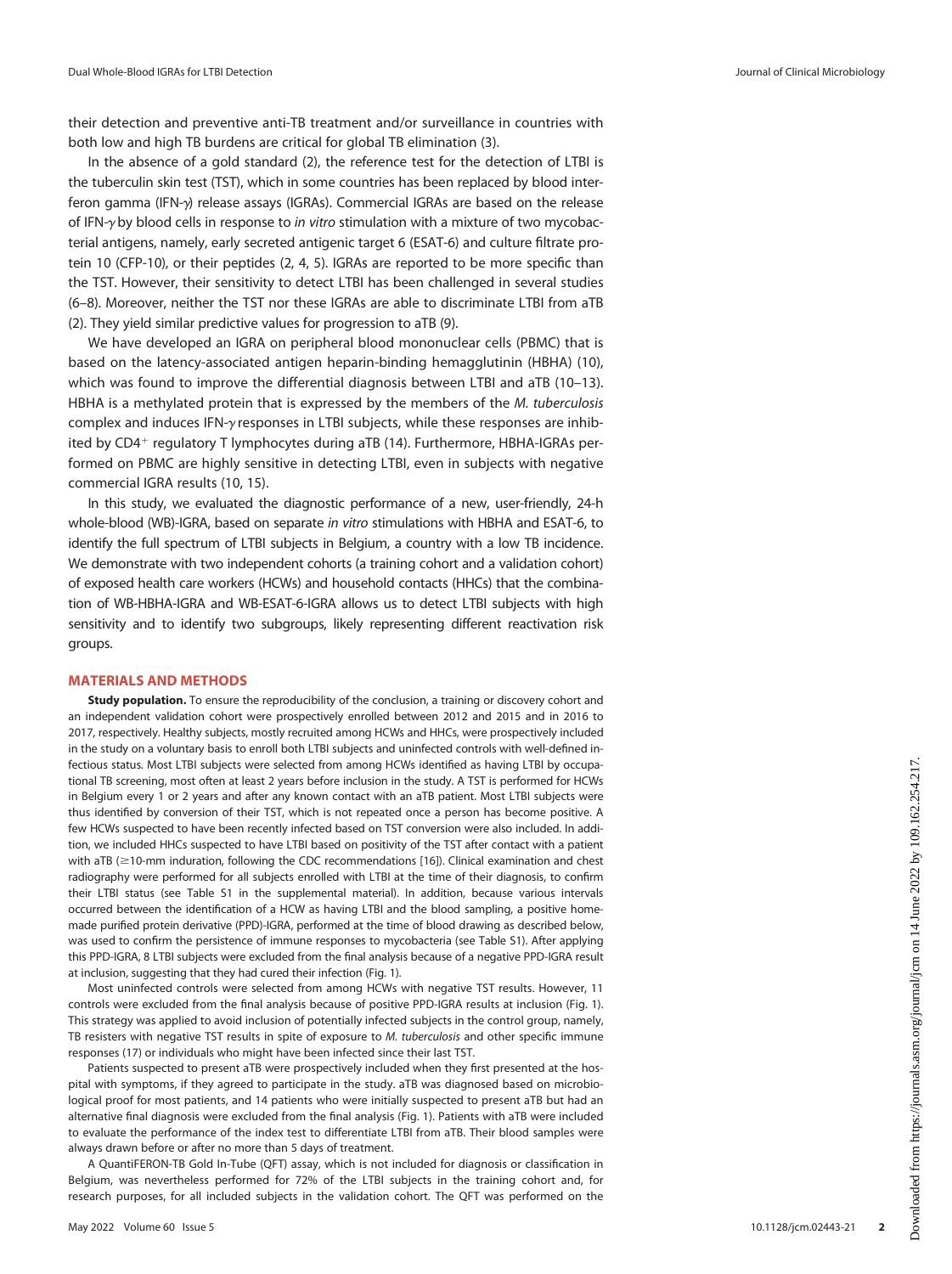their detection and preventive anti-TB treatment and/or surveillance in countries with both low and high TB burdens are critical for global TB elimination (3).

In the absence of a gold standard (2), the reference test for the detection of LTBI is the tuberculin skin test (TST), which in some countries has been replaced by blood interferon gamma (IFN-$\gamma$) release assays (IGRAs). Commercial IGRAs are based on the release of IFN-$\gamma$ by blood cells in response to *in vitro* stimulation with a mixture of two mycobacterial antigens, namely, early secreted antigenic target 6 (ESAT-6) and culture filtrate protein 10 (CFP-10), or their peptides (2, 4, 5). IGRAs are reported to be more specific than the TST. However, their sensitivity to detect LTBI has been challenged in several studies (6–8). Moreover, neither the TST nor these IGRAs are able to discriminate LTBI from aTB (2). They yield similar predictive values for progression to aTB (9).

We have developed an IGRA on peripheral blood mononuclear cells (PBMC) that is based on the latency-associated antigen heparin-binding hemagglutinin (HBHA) (10), which was found to improve the differential diagnosis between LTBI and aTB (10–13). HBHA is a methylated protein that is expressed by the members of the *M. tuberculosis* complex and induces IFN-$\gamma$ responses in LTBI subjects, while these responses are inhibited by $CD4^+$ regulatory T lymphocytes during aTB (14). Furthermore, HBHA-IGRAs performed on PBMC are highly sensitive in detecting LTBI, even in subjects with negative commercial IGRA results (10, 15).

In this study, we evaluated the diagnostic performance of a new, user-friendly, 24-h whole-blood (WB)-IGRA, based on separate *in vitro* stimulations with HBHA and ESAT-6, to identify the full spectrum of LTBI subjects in Belgium, a country with a low TB incidence. We demonstrate with two independent cohorts (a training cohort and a validation cohort) of exposed health care workers (HCWs) and household contacts (HHCs) that the combination of WB-HBHA-IGRA and WB-ESAT-6-IGRA allows us to detect LTBI subjects with high sensitivity and to identify two subgroups, likely representing different reactivation risk groups.

## MATERIALS AND METHODS

**Study population.** To ensure the reproducibility of the conclusion, a training or discovery cohort and an independent validation cohort were prospectively enrolled between 2012 and 2015 and in 2016 to 2017, respectively. Healthy subjects, mostly recruited among HCWs and HHCs, were prospectively included in the study on a voluntary basis to enroll both LTBI subjects and uninfected controls with well-defined infectious status. Most LTBI subjects were selected from among HCWs identified as having LTBI by occupational TB screening, most often at least 2 years before inclusion in the study. A TST is performed for HCWs in Belgium every 1 or 2 years and after any known contact with an aTB patient. Most LTBI subjects were thus identified by conversion of their TST, which is not repeated once a person has become positive. A few HCWs suspected to have been recently infected based on TST conversion were also included. In addition, we included HHCs suspected to have LTBI based on positivity of the TST after contact with a patient with aTB ($\geq$10-mm induration, following the CDC recommendations [16]). Clinical examination and chest radiography were performed for all subjects enrolled with LTBI at the time of their diagnosis, to confirm their LTBI status (see Table S1 in the supplemental material). In addition, because various intervals occurred between the identification of a HCW as having LTBI and the blood sampling, a positive homemade purified protein derivative (PPD)-IGRA, performed at the time of blood drawing as described below, was used to confirm the persistence of immune responses to mycobacteria (see Table S1). After applying this PPD-IGRA, 8 LTBI subjects were excluded from the final analysis because of a negative PPD-IGRA result at inclusion, suggesting that they had cured their infection (Fig. 1).

Most uninfected controls were selected from among HCWs with negative TST results. However, 11 controls were excluded from the final analysis because of positive PPD-IGRA results at inclusion (Fig. 1). This strategy was applied to avoid inclusion of potentially infected subjects in the control group, namely, TB resisters with negative TST results in spite of exposure to *M. tuberculosis* and other specific immune responses (17) or individuals who might have been infected since their last TST.

Patients suspected to present aTB were prospectively included when they first presented at the hospital with symptoms, if they agreed to participate in the study. aTB was diagnosed based on microbiological proof for most patients, and 14 patients who were initially suspected to present aTB but had an alternative final diagnosis were excluded from the final analysis (Fig. 1). Patients with aTB were included to evaluate the performance of the index test to differentiate LTBI from aTB. Their blood samples were always drawn before or after no more than 5 days of treatment.

A QuantiFERON-TB Gold In-Tube (QFT) assay, which is not included for diagnosis or classification in Belgium, was nevertheless performed for 72% of the LTBI subjects in the training cohort and, for research purposes, for all included subjects in the validation cohort. The QFT was performed on the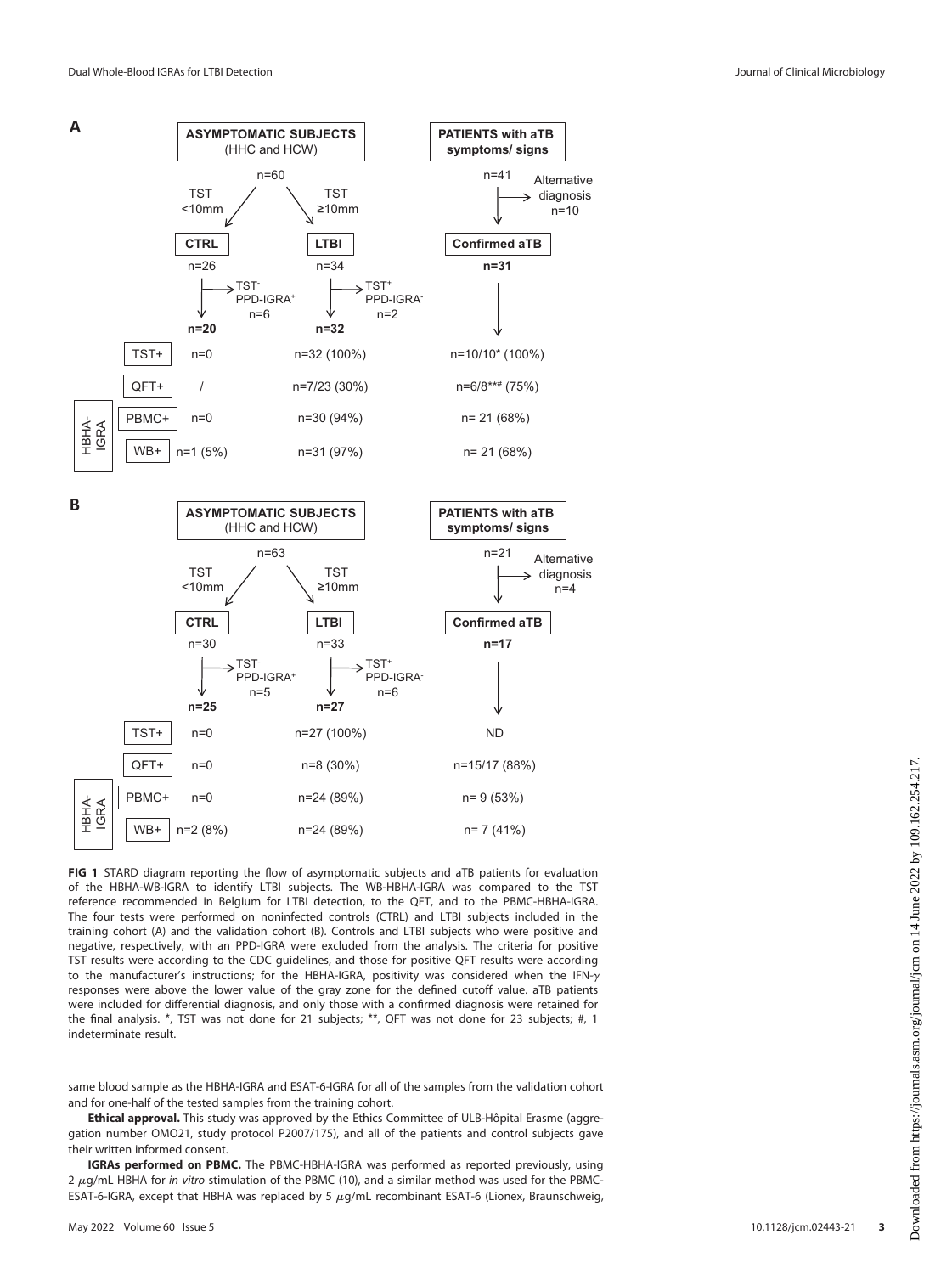**A**

| | | ASYMPTOMATIC SUBJECTS (HHC and HCW) | | PATIENTS with aTB symptoms/ signs |
|---|---|---|---|---|
| | | n=60 | | n=41 → Alternative diagnosis n=10 |
| | | TST <10mm | TST ≥10mm | |
| | | CTRL n=26 → TST⁻ PPD-IGRA⁺ n=6 | LTBI n=34 → TST⁺ PPD-IGRA⁻ n=2 | Confirmed aTB n=31 |
| | | n=20 | n=32 | |
| | TST+ | n=0 | n=32 (100%) | n=10/10* (100%) |
| | QFT+ | / | n=7/23 (30%) | n=6/8**# (75%) |
| HBHA-IGRA | PBMC+ | n=0 | n=30 (94%) | n= 21 (68%) |
| HBHA-IGRA | WB+ | n=1 (5%) | n=31 (97%) | n= 21 (68%) |

**B**

| | | ASYMPTOMATIC SUBJECTS (HHC and HCW) | | PATIENTS with aTB symptoms/ signs |
|---|---|---|---|---|
| | | n=63 | | n=21 → Alternative diagnosis n=4 |
| | | TST <10mm | TST ≥10mm | |
| | | CTRL n=30 → TST⁻ PPD-IGRA⁺ n=5 | LTBI n=33 → TST⁺ PPD-IGRA⁻ n=6 | Confirmed aTB n=17 |
| | | n=25 | n=27 | |
| | TST+ | n=0 | n=27 (100%) | ND |
| | QFT+ | n=0 | n=8 (30%) | n=15/17 (88%) |
| HBHA-IGRA | PBMC+ | n=0 | n=24 (89%) | n= 9 (53%) |
| HBHA-IGRA | WB+ | n=2 (8%) | n=24 (89%) | n= 7 (41%) |

**FIG 1** STARD diagram reporting the flow of asymptomatic subjects and aTB patients for evaluation of the HBHA-WB-IGRA to identify LTBI subjects. The WB-HBHA-IGRA was compared to the TST reference recommended in Belgium for LTBI detection, to the QFT, and to the PBMC-HBHA-IGRA. The four tests were performed on noninfected controls (CTRL) and LTBI subjects included in the training cohort (A) and the validation cohort (B). Controls and LTBI subjects who were positive and negative, respectively, with an PPD-IGRA were excluded from the analysis. The criteria for positive TST results were according to the CDC guidelines, and those for positive QFT results were according to the manufacturer's instructions; for the HBHA-IGRA, positivity was considered when the IFN-γ responses were above the lower value of the gray zone for the defined cutoff value. aTB patients were included for differential diagnosis, and only those with a confirmed diagnosis were retained for the final analysis. *, TST was not done for 21 subjects; **, QFT was not done for 23 subjects; #, 1 indeterminate result.

same blood sample as the HBHA-IGRA and ESAT-6-IGRA for all of the samples from the validation cohort and for one-half of the tested samples from the training cohort.

**Ethical approval.** This study was approved by the Ethics Committee of ULB-Hôpital Erasme (aggregation number OMO21, study protocol P2007/175), and all of the patients and control subjects gave their written informed consent.

**IGRAs performed on PBMC.** The PBMC-HBHA-IGRA was performed as reported previously, using 2 μg/mL HBHA for *in vitro* stimulation of the PBMC (10), and a similar method was used for the PBMC-ESAT-6-IGRA, except that HBHA was replaced by 5 μg/mL recombinant ESAT-6 (Lionex, Braunschweig,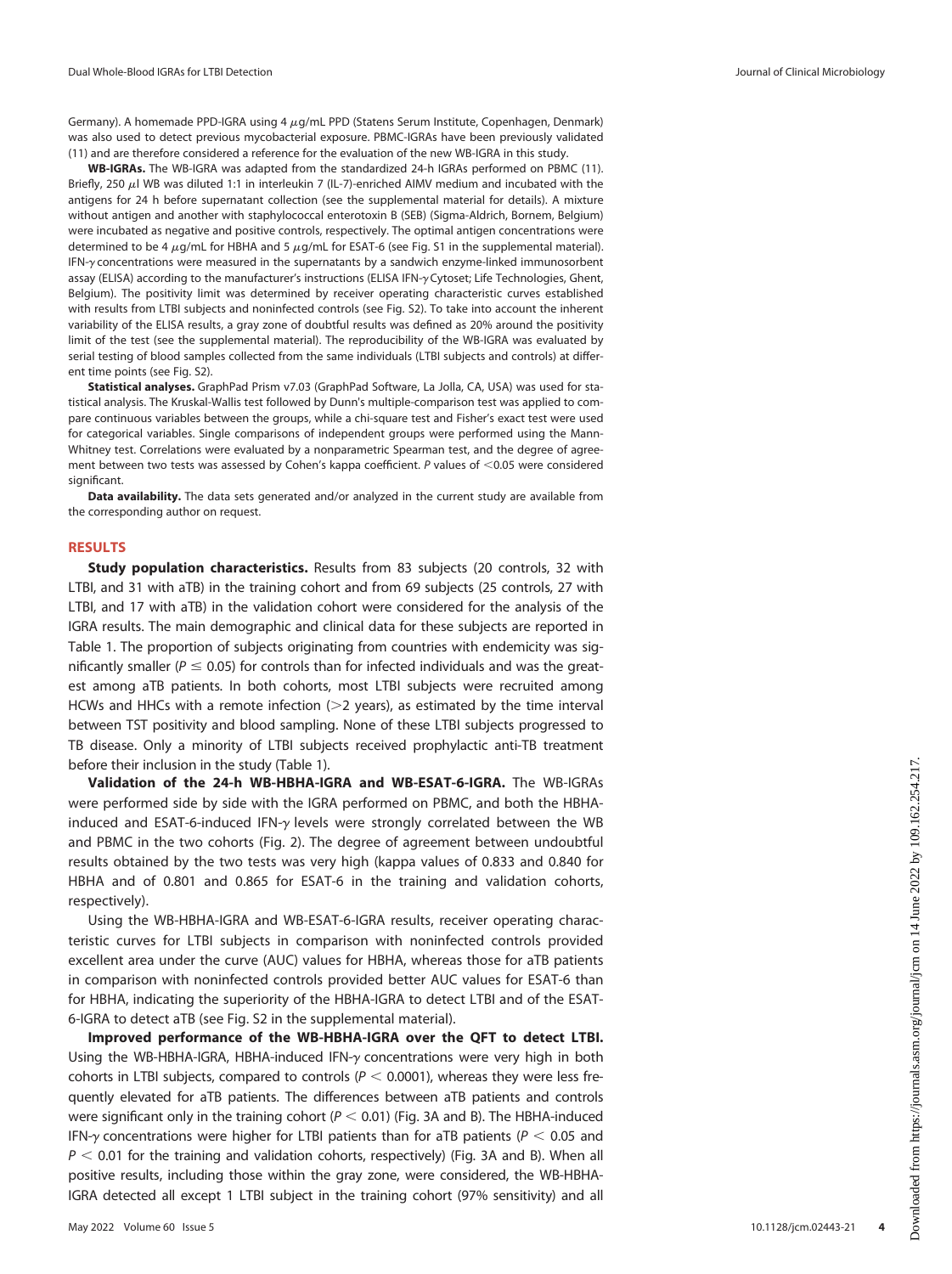Germany). A homemade PPD-IGRA using 4 μg/mL PPD (Statens Serum Institute, Copenhagen, Denmark) was also used to detect previous mycobacterial exposure. PBMC-IGRAs have been previously validated (11) and are therefore considered a reference for the evaluation of the new WB-IGRA in this study.

**WB-IGRAs.** The WB-IGRA was adapted from the standardized 24-h IGRAs performed on PBMC (11). Briefly, 250 μl WB was diluted 1:1 in interleukin 7 (IL-7)-enriched AIMV medium and incubated with the antigens for 24 h before supernatant collection (see the supplemental material for details). A mixture without antigen and another with staphylococcal enterotoxin B (SEB) (Sigma-Aldrich, Bornem, Belgium) were incubated as negative and positive controls, respectively. The optimal antigen concentrations were determined to be 4 μg/mL for HBHA and 5 μg/mL for ESAT-6 (see Fig. S1 in the supplemental material). IFN-γ concentrations were measured in the supernatants by a sandwich enzyme-linked immunosorbent assay (ELISA) according to the manufacturer's instructions (ELISA IFN-γ Cytoset; Life Technologies, Ghent, Belgium). The positivity limit was determined by receiver operating characteristic curves established with results from LTBI subjects and noninfected controls (see Fig. S2). To take into account the inherent variability of the ELISA results, a gray zone of doubtful results was defined as 20% around the positivity limit of the test (see the supplemental material). The reproducibility of the WB-IGRA was evaluated by serial testing of blood samples collected from the same individuals (LTBI subjects and controls) at different time points (see Fig. S2).

**Statistical analyses.** GraphPad Prism v7.03 (GraphPad Software, La Jolla, CA, USA) was used for statistical analysis. The Kruskal-Wallis test followed by Dunn's multiple-comparison test was applied to compare continuous variables between the groups, while a chi-square test and Fisher's exact test were used for categorical variables. Single comparisons of independent groups were performed using the Mann-Whitney test. Correlations were evaluated by a nonparametric Spearman test, and the degree of agreement between two tests was assessed by Cohen's kappa coefficient. *P* values of $<0.05$ were considered significant.

**Data availability.** The data sets generated and/or analyzed in the current study are available from the corresponding author on request.

## RESULTS

**Study population characteristics.** Results from 83 subjects (20 controls, 32 with LTBI, and 31 with aTB) in the training cohort and from 69 subjects (25 controls, 27 with LTBI, and 17 with aTB) in the validation cohort were considered for the analysis of the IGRA results. The main demographic and clinical data for these subjects are reported in Table 1. The proportion of subjects originating from countries with endemicity was significantly smaller ($P \leq 0.05$) for controls than for infected individuals and was the greatest among aTB patients. In both cohorts, most LTBI subjects were recruited among HCWs and HHCs with a remote infection (>2 years), as estimated by the time interval between TST positivity and blood sampling. None of these LTBI subjects progressed to TB disease. Only a minority of LTBI subjects received prophylactic anti-TB treatment before their inclusion in the study (Table 1).

**Validation of the 24-h WB-HBHA-IGRA and WB-ESAT-6-IGRA.** The WB-IGRAs were performed side by side with the IGRA performed on PBMC, and both the HBHA-induced and ESAT-6-induced IFN-γ levels were strongly correlated between the WB and PBMC in the two cohorts (Fig. 2). The degree of agreement between undoubtful results obtained by the two tests was very high (kappa values of 0.833 and 0.840 for HBHA and of 0.801 and 0.865 for ESAT-6 in the training and validation cohorts, respectively).

Using the WB-HBHA-IGRA and WB-ESAT-6-IGRA results, receiver operating characteristic curves for LTBI subjects in comparison with noninfected controls provided excellent area under the curve (AUC) values for HBHA, whereas those for aTB patients in comparison with noninfected controls provided better AUC values for ESAT-6 than for HBHA, indicating the superiority of the HBHA-IGRA to detect LTBI and of the ESAT-6-IGRA to detect aTB (see Fig. S2 in the supplemental material).

**Improved performance of the WB-HBHA-IGRA over the QFT to detect LTBI.** Using the WB-HBHA-IGRA, HBHA-induced IFN-γ concentrations were very high in both cohorts in LTBI subjects, compared to controls ($P < 0.0001$), whereas they were less frequently elevated for aTB patients. The differences between aTB patients and controls were significant only in the training cohort ($P < 0.01$) (Fig. 3A and B). The HBHA-induced IFN-γ concentrations were higher for LTBI patients than for aTB patients ($P < 0.05$ and $P < 0.01$ for the training and validation cohorts, respectively) (Fig. 3A and B). When all positive results, including those within the gray zone, were considered, the WB-HBHA-IGRA detected all except 1 LTBI subject in the training cohort (97% sensitivity) and all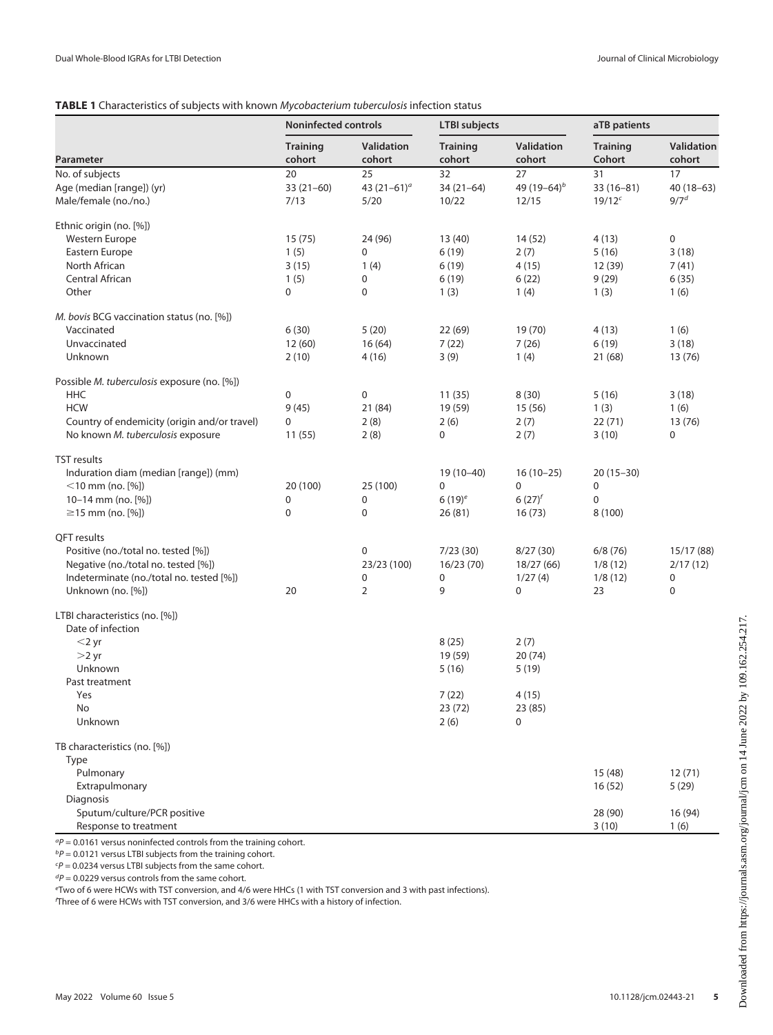**TABLE 1** Characteristics of subjects with known *Mycobacterium tuberculosis* infection status

| Parameter | Noninfected controls | | LTBI subjects | | aTB patients | |
|---|---|---|---|---|---|---|
| | Training cohort | Validation cohort | Training cohort | Validation cohort | Training Cohort | Validation cohort |
| No. of subjects | 20 | 25 | 32 | 27 | 31 | 17 |
| Age (median [range]) (yr) | 33 (21–60) | 43 (21–61)[a] | 34 (21–64) | 49 (19–64)[b] | 33 (16–81) | 40 (18–63) |
| Male/female (no./no.) | 7/13 | 5/20 | 10/22 | 12/15 | 19/12[c] | 9/7[d] |
| Ethnic origin (no. [%]) | | | | | | |
| Western Europe | 15 (75) | 24 (96) | 13 (40) | 14 (52) | 4 (13) | 0 |
| Eastern Europe | 1 (5) | 0 | 6 (19) | 2 (7) | 5 (16) | 3 (18) |
| North African | 3 (15) | 1 (4) | 6 (19) | 4 (15) | 12 (39) | 7 (41) |
| Central African | 1 (5) | 0 | 6 (19) | 6 (22) | 9 (29) | 6 (35) |
| Other | 0 | 0 | 1 (3) | 1 (4) | 1 (3) | 1 (6) |
| *M. bovis* BCG vaccination status (no. [%]) | | | | | | |
| Vaccinated | 6 (30) | 5 (20) | 22 (69) | 19 (70) | 4 (13) | 1 (6) |
| Unvaccinated | 12 (60) | 16 (64) | 7 (22) | 7 (26) | 6 (19) | 3 (18) |
| Unknown | 2 (10) | 4 (16) | 3 (9) | 1 (4) | 21 (68) | 13 (76) |
| Possible *M. tuberculosis* exposure (no. [%]) | | | | | | |
| HHC | 0 | 0 | 11 (35) | 8 (30) | 5 (16) | 3 (18) |
| HCW | 9 (45) | 21 (84) | 19 (59) | 15 (56) | 1 (3) | 1 (6) |
| Country of endemicity (origin and/or travel) | 0 | 2 (8) | 2 (6) | 2 (7) | 22 (71) | 13 (76) |
| No known *M. tuberculosis* exposure | 11 (55) | 2 (8) | 0 | 2 (7) | 3 (10) | 0 |
| TST results | | | | | | |
| Induration diam (median [range]) (mm) | | | 19 (10–40) | 16 (10–25) | 20 (15–30) | |
| <10 mm (no. [%]) | 20 (100) | 25 (100) | 0 | 0 | 0 | |
| 10–14 mm (no. [%]) | 0 | 0 | 6 (19)[e] | 6 (27)[f] | 0 | |
| ≥15 mm (no. [%]) | 0 | 0 | 26 (81) | 16 (73) | 8 (100) | |
| QFT results | | | | | | |
| Positive (no./total no. tested [%]) | | 0 | 7/23 (30) | 8/27 (30) | 6/8 (76) | 15/17 (88) |
| Negative (no./total no. tested [%]) | | 23/23 (100) | 16/23 (70) | 18/27 (66) | 1/8 (12) | 2/17 (12) |
| Indeterminate (no./total no. tested [%]) | | 0 | 0 | 1/27 (4) | 1/8 (12) | 0 |
| Unknown (no. [%]) | 20 | 2 | 9 | 0 | 23 | 0 |
| LTBI characteristics (no. [%]) | | | | | | |
| Date of infection | | | | | | |
| <2 yr | | | 8 (25) | 2 (7) | | |
| >2 yr | | | 19 (59) | 20 (74) | | |
| Unknown | | | 5 (16) | 5 (19) | | |
| Past treatment | | | | | | |
| Yes | | | 7 (22) | 4 (15) | | |
| No | | | 23 (72) | 23 (85) | | |
| Unknown | | | 2 (6) | 0 | | |
| TB characteristics (no. [%]) | | | | | | |
| Type | | | | | | |
| Pulmonary | | | | | 15 (48) | 12 (71) |
| Extrapulmonary | | | | | 16 (52) | 5 (29) |
| Diagnosis | | | | | | |
| Sputum/culture/PCR positive | | | | | 28 (90) | 16 (94) |
| Response to treatment | | | | | 3 (10) | 1 (6) |

[a] $P = 0.0161$ versus noninfected controls from the training cohort.
[b] $P = 0.0121$ versus LTBI subjects from the training cohort.
[c] $P = 0.0234$ versus LTBI subjects from the same cohort.
[d] $P = 0.0229$ versus controls from the same cohort.
[e] Two of 6 were HCWs with TST conversion, and 4/6 were HHCs (1 with TST conversion and 3 with past infections).
[f] Three of 6 were HCWs with TST conversion, and 3/6 were HHCs with a history of infection.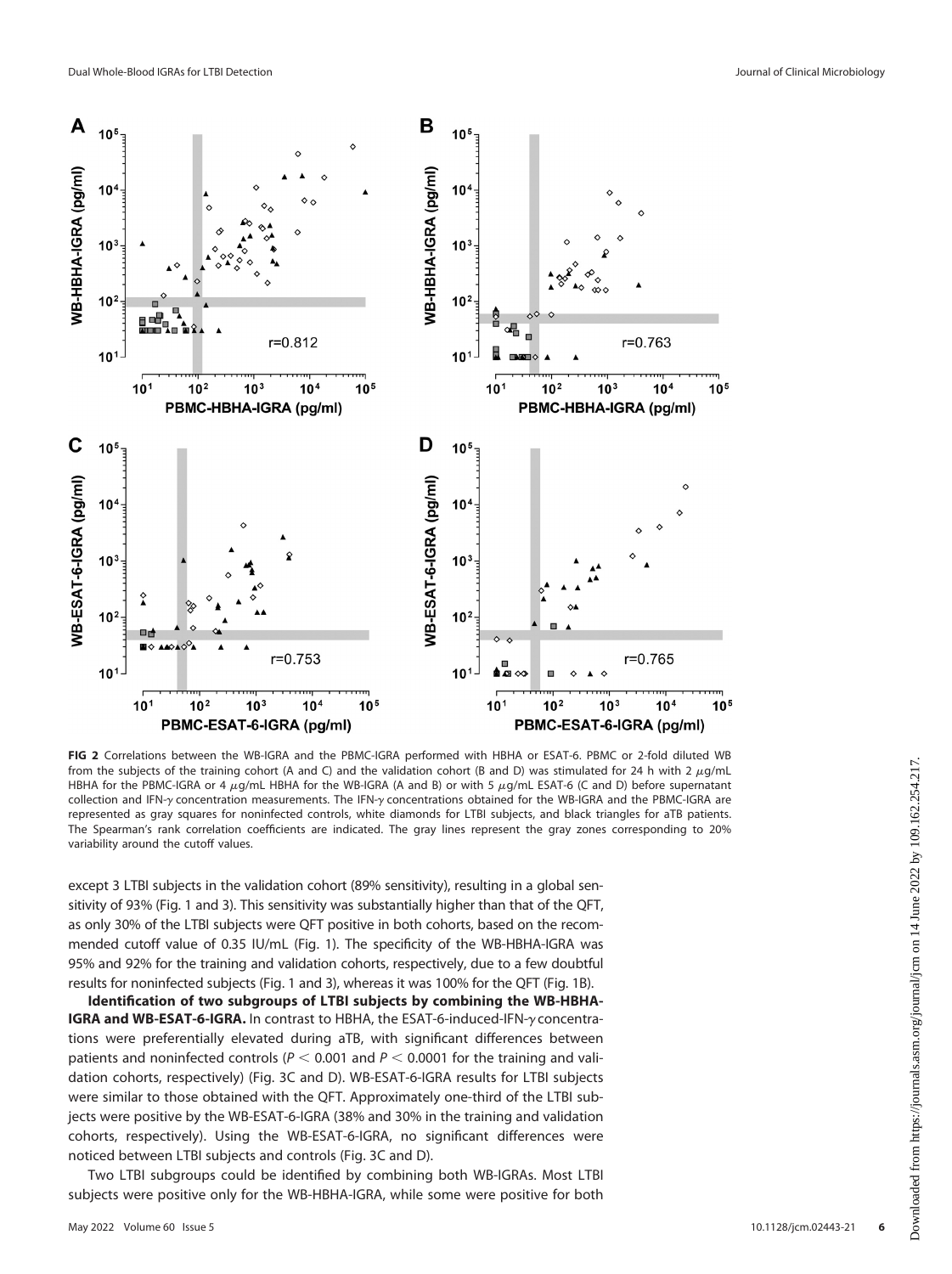**FIG 2** Correlations between the WB-IGRA and the PBMC-IGRA performed with HBHA or ESAT-6. PBMC or 2-fold diluted WB from the subjects of the training cohort (A and C) and the validation cohort (B and D) was stimulated for 24 h with 2 $\mu$g/mL HBHA for the PBMC-IGRA or 4 $\mu$g/mL HBHA for the WB-IGRA (A and B) or with 5 $\mu$g/mL ESAT-6 (C and D) before supernatant collection and IFN-$\gamma$ concentration measurements. The IFN-$\gamma$ concentrations obtained for the WB-IGRA and the PBMC-IGRA are represented as gray squares for noninfected controls, white diamonds for LTBI subjects, and black triangles for aTB patients. The Spearman's rank correlation coefficients are indicated. The gray lines represent the gray zones corresponding to 20% variability around the cutoff values.

except 3 LTBI subjects in the validation cohort (89% sensitivity), resulting in a global sensitivity of 93% (Fig. 1 and 3). This sensitivity was substantially higher than that of the QFT, as only 30% of the LTBI subjects were QFT positive in both cohorts, based on the recommended cutoff value of 0.35 IU/mL (Fig. 1). The specificity of the WB-HBHA-IGRA was 95% and 92% for the training and validation cohorts, respectively, due to a few doubtful results for noninfected subjects (Fig. 1 and 3), whereas it was 100% for the QFT (Fig. 1B).

**Identification of two subgroups of LTBI subjects by combining the WB-HBHA-IGRA and WB-ESAT-6-IGRA.** In contrast to HBHA, the ESAT-6-induced-IFN-$\gamma$ concentrations were preferentially elevated during aTB, with significant differences between patients and noninfected controls ($P < 0.001$ and $P < 0.0001$ for the training and validation cohorts, respectively) (Fig. 3C and D). WB-ESAT-6-IGRA results for LTBI subjects were similar to those obtained with the QFT. Approximately one-third of the LTBI subjects were positive by the WB-ESAT-6-IGRA (38% and 30% in the training and validation cohorts, respectively). Using the WB-ESAT-6-IGRA, no significant differences were noticed between LTBI subjects and controls (Fig. 3C and D).

Two LTBI subgroups could be identified by combining both WB-IGRAs. Most LTBI subjects were positive only for the WB-HBHA-IGRA, while some were positive for both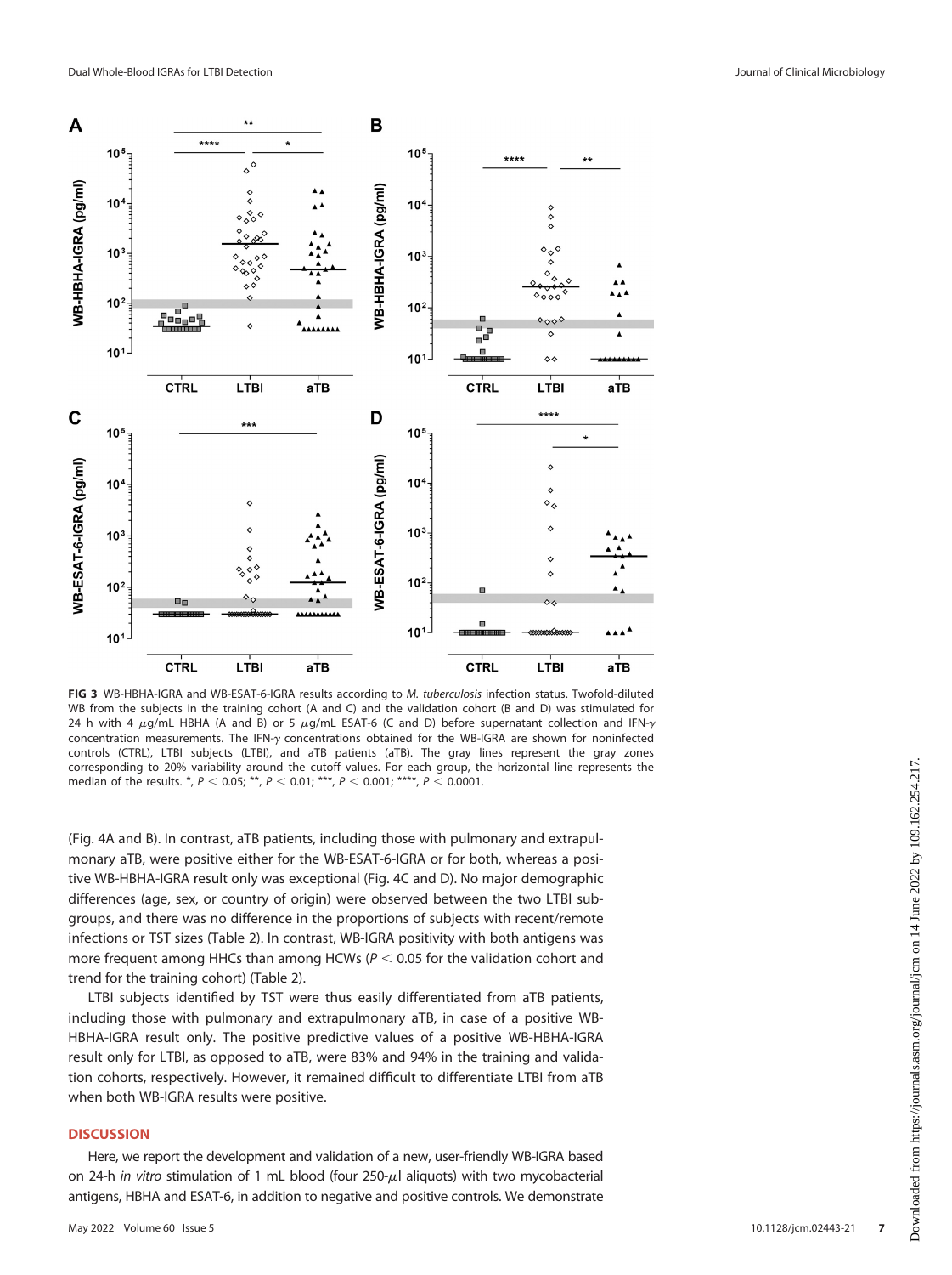**FIG 3** WB-HBHA-IGRA and WB-ESAT-6-IGRA results according to *M. tuberculosis* infection status. Twofold-diluted WB from the subjects in the training cohort (A and C) and the validation cohort (B and D) was stimulated for 24 h with 4 $\mu$g/mL HBHA (A and B) or 5 $\mu$g/mL ESAT-6 (C and D) before supernatant collection and IFN-$\gamma$ concentration measurements. The IFN-$\gamma$ concentrations obtained for the WB-IGRA are shown for noninfected controls (CTRL), LTBI subjects (LTBI), and aTB patients (aTB). The gray lines represent the gray zones corresponding to 20% variability around the cutoff values. For each group, the horizontal line represents the median of the results. *, $P < 0.05$; **, $P < 0.01$; ***, $P < 0.001$; ****, $P < 0.0001$.

(Fig. 4A and B). In contrast, aTB patients, including those with pulmonary and extrapulmonary aTB, were positive either for the WB-ESAT-6-IGRA or for both, whereas a positive WB-HBHA-IGRA result only was exceptional (Fig. 4C and D). No major demographic differences (age, sex, or country of origin) were observed between the two LTBI subgroups, and there was no difference in the proportions of subjects with recent/remote infections or TST sizes (Table 2). In contrast, WB-IGRA positivity with both antigens was more frequent among HHCs than among HCWs ($P < 0.05$ for the validation cohort and trend for the training cohort) (Table 2).

LTBI subjects identified by TST were thus easily differentiated from aTB patients, including those with pulmonary and extrapulmonary aTB, in case of a positive WB-HBHA-IGRA result only. The positive predictive values of a positive WB-HBHA-IGRA result only for LTBI, as opposed to aTB, were 83% and 94% in the training and validation cohorts, respectively. However, it remained difficult to differentiate LTBI from aTB when both WB-IGRA results were positive.

## DISCUSSION

Here, we report the development and validation of a new, user-friendly WB-IGRA based on 24-h *in vitro* stimulation of 1 mL blood (four 250-$\mu$l aliquots) with two mycobacterial antigens, HBHA and ESAT-6, in addition to negative and positive controls. We demonstrate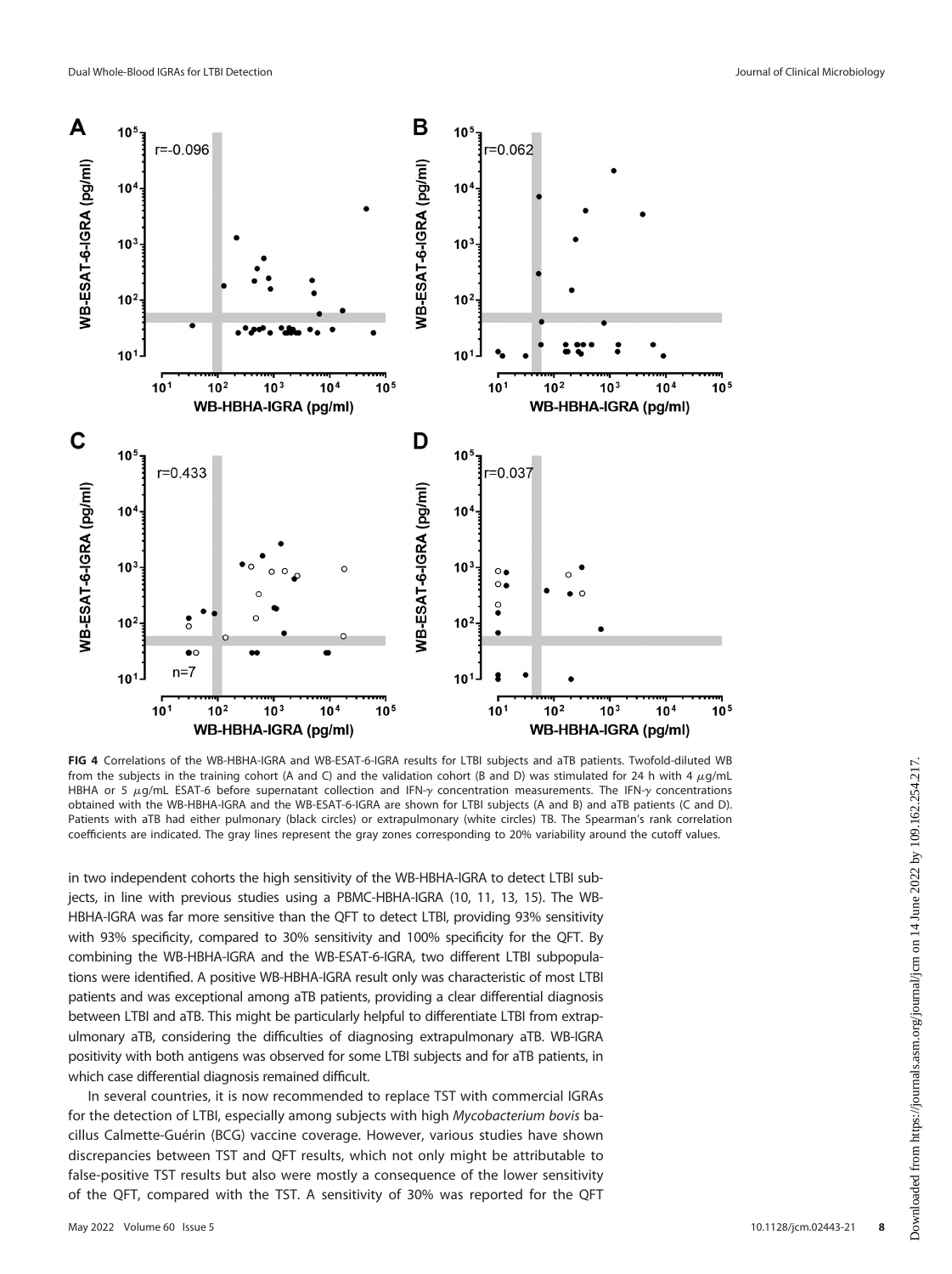**FIG 4** Correlations of the WB-HBHA-IGRA and WB-ESAT-6-IGRA results for LTBI subjects and aTB patients. Twofold-diluted WB from the subjects in the training cohort (A and C) and the validation cohort (B and D) was stimulated for 24 h with 4 μg/mL HBHA or 5 μg/mL ESAT-6 before supernatant collection and IFN-γ concentration measurements. The IFN-γ concentrations obtained with the WB-HBHA-IGRA and the WB-ESAT-6-IGRA are shown for LTBI subjects (A and B) and aTB patients (C and D). Patients with aTB had either pulmonary (black circles) or extrapulmonary (white circles) TB. The Spearman's rank correlation coefficients are indicated. The gray lines represent the gray zones corresponding to 20% variability around the cutoff values.

in two independent cohorts the high sensitivity of the WB-HBHA-IGRA to detect LTBI subjects, in line with previous studies using a PBMC-HBHA-IGRA (10, 11, 13, 15). The WB-HBHA-IGRA was far more sensitive than the QFT to detect LTBI, providing 93% sensitivity with 93% specificity, compared to 30% sensitivity and 100% specificity for the QFT. By combining the WB-HBHA-IGRA and the WB-ESAT-6-IGRA, two different LTBI subpopulations were identified. A positive WB-HBHA-IGRA result only was characteristic of most LTBI patients and was exceptional among aTB patients, providing a clear differential diagnosis between LTBI and aTB. This might be particularly helpful to differentiate LTBI from extrapulmonary aTB, considering the difficulties of diagnosing extrapulmonary aTB. WB-IGRA positivity with both antigens was observed for some LTBI subjects and for aTB patients, in which case differential diagnosis remained difficult.

In several countries, it is now recommended to replace TST with commercial IGRAs for the detection of LTBI, especially among subjects with high *Mycobacterium bovis* bacillus Calmette-Guérin (BCG) vaccine coverage. However, various studies have shown discrepancies between TST and QFT results, which not only might be attributable to false-positive TST results but also were mostly a consequence of the lower sensitivity of the QFT, compared with the TST. A sensitivity of 30% was reported for the QFT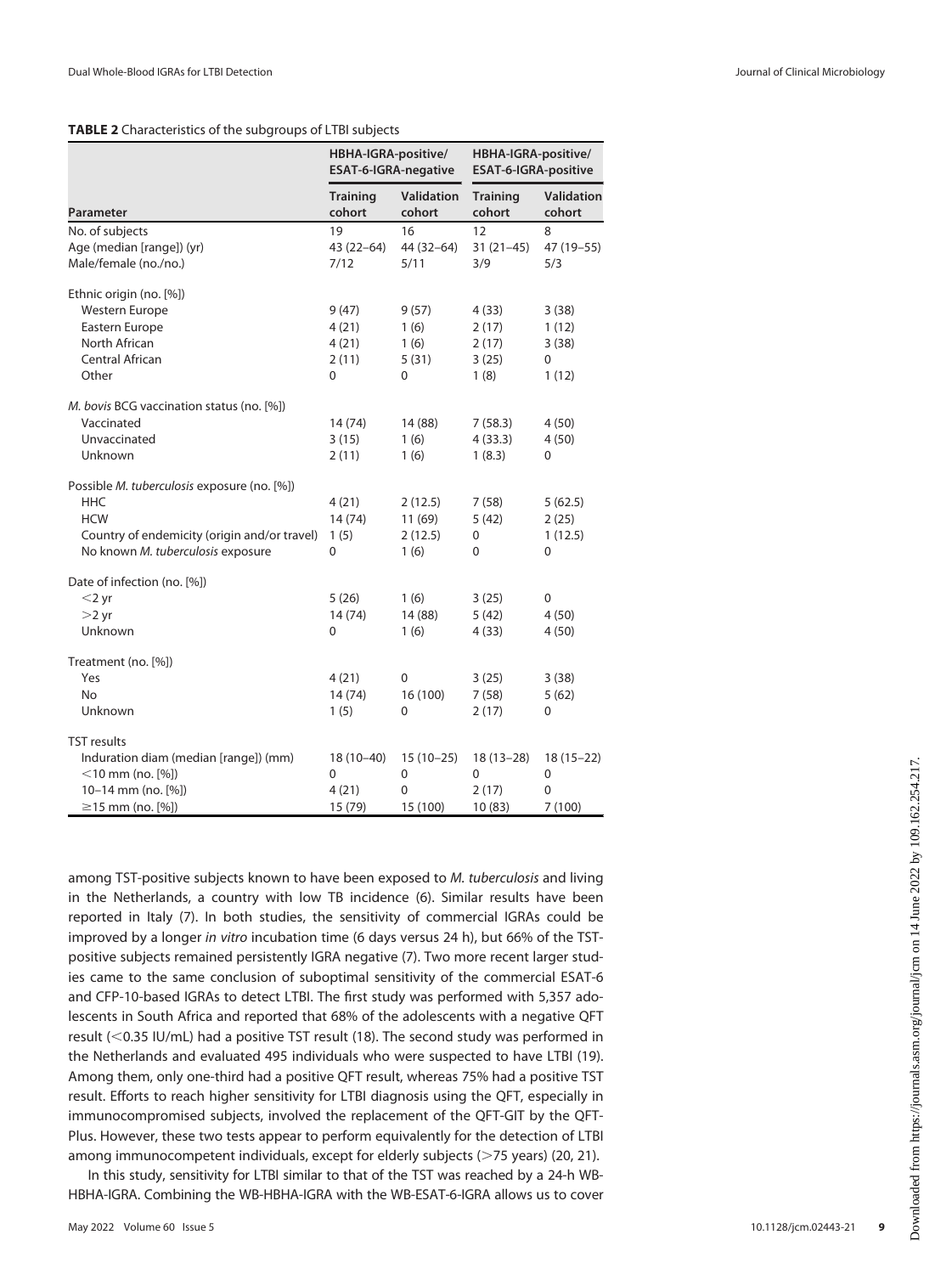**TABLE 2** Characteristics of the subgroups of LTBI subjects

| Parameter | HBHA-IGRA-positive/ ESAT-6-IGRA-negative | | HBHA-IGRA-positive/ ESAT-6-IGRA-positive | |
|---|---|---|---|---|
| | Training cohort | Validation cohort | Training cohort | Validation cohort |
| No. of subjects | 19 | 16 | 12 | 8 |
| Age (median [range]) (yr) | 43 (22–64) | 44 (32–64) | 31 (21–45) | 47 (19–55) |
| Male/female (no./no.) | 7/12 | 5/11 | 3/9 | 5/3 |
| Ethnic origin (no. [%]) | | | | |
| Western Europe | 9 (47) | 9 (57) | 4 (33) | 3 (38) |
| Eastern Europe | 4 (21) | 1 (6) | 2 (17) | 1 (12) |
| North African | 4 (21) | 1 (6) | 2 (17) | 3 (38) |
| Central African | 2 (11) | 5 (31) | 3 (25) | 0 |
| Other | 0 | 0 | 1 (8) | 1 (12) |
| *M. bovis* BCG vaccination status (no. [%]) | | | | |
| Vaccinated | 14 (74) | 14 (88) | 7 (58.3) | 4 (50) |
| Unvaccinated | 3 (15) | 1 (6) | 4 (33.3) | 4 (50) |
| Unknown | 2 (11) | 1 (6) | 1 (8.3) | 0 |
| Possible *M. tuberculosis* exposure (no. [%]) | | | | |
| HHC | 4 (21) | 2 (12.5) | 7 (58) | 5 (62.5) |
| HCW | 14 (74) | 11 (69) | 5 (42) | 2 (25) |
| Country of endemicity (origin and/or travel) | 1 (5) | 2 (12.5) | 0 | 1 (12.5) |
| No known *M. tuberculosis* exposure | 0 | 1 (6) | 0 | 0 |
| Date of infection (no. [%]) | | | | |
| <2 yr | 5 (26) | 1 (6) | 3 (25) | 0 |
| >2 yr | 14 (74) | 14 (88) | 5 (42) | 4 (50) |
| Unknown | 0 | 1 (6) | 4 (33) | 4 (50) |
| Treatment (no. [%]) | | | | |
| Yes | 4 (21) | 0 | 3 (25) | 3 (38) |
| No | 14 (74) | 16 (100) | 7 (58) | 5 (62) |
| Unknown | 1 (5) | 0 | 2 (17) | 0 |
| TST results | | | | |
| Induration diam (median [range]) (mm) | 18 (10–40) | 15 (10–25) | 18 (13–28) | 18 (15–22) |
| <10 mm (no. [%]) | 0 | 0 | 0 | 0 |
| 10–14 mm (no. [%]) | 4 (21) | 0 | 2 (17) | 0 |
| ≥15 mm (no. [%]) | 15 (79) | 15 (100) | 10 (83) | 7 (100) |

among TST-positive subjects known to have been exposed to *M. tuberculosis* and living in the Netherlands, a country with low TB incidence (6). Similar results have been reported in Italy (7). In both studies, the sensitivity of commercial IGRAs could be improved by a longer *in vitro* incubation time (6 days versus 24 h), but 66% of the TST-positive subjects remained persistently IGRA negative (7). Two more recent larger studies came to the same conclusion of suboptimal sensitivity of the commercial ESAT-6 and CFP-10-based IGRAs to detect LTBI. The first study was performed with 5,357 adolescents in South Africa and reported that 68% of the adolescents with a negative QFT result (<0.35 IU/mL) had a positive TST result (18). The second study was performed in the Netherlands and evaluated 495 individuals who were suspected to have LTBI (19). Among them, only one-third had a positive QFT result, whereas 75% had a positive TST result. Efforts to reach higher sensitivity for LTBI diagnosis using the QFT, especially in immunocompromised subjects, involved the replacement of the QFT-GIT by the QFT-Plus. However, these two tests appear to perform equivalently for the detection of LTBI among immunocompetent individuals, except for elderly subjects (>75 years) (20, 21).

In this study, sensitivity for LTBI similar to that of the TST was reached by a 24-h WB-HBHA-IGRA. Combining the WB-HBHA-IGRA with the WB-ESAT-6-IGRA allows us to cover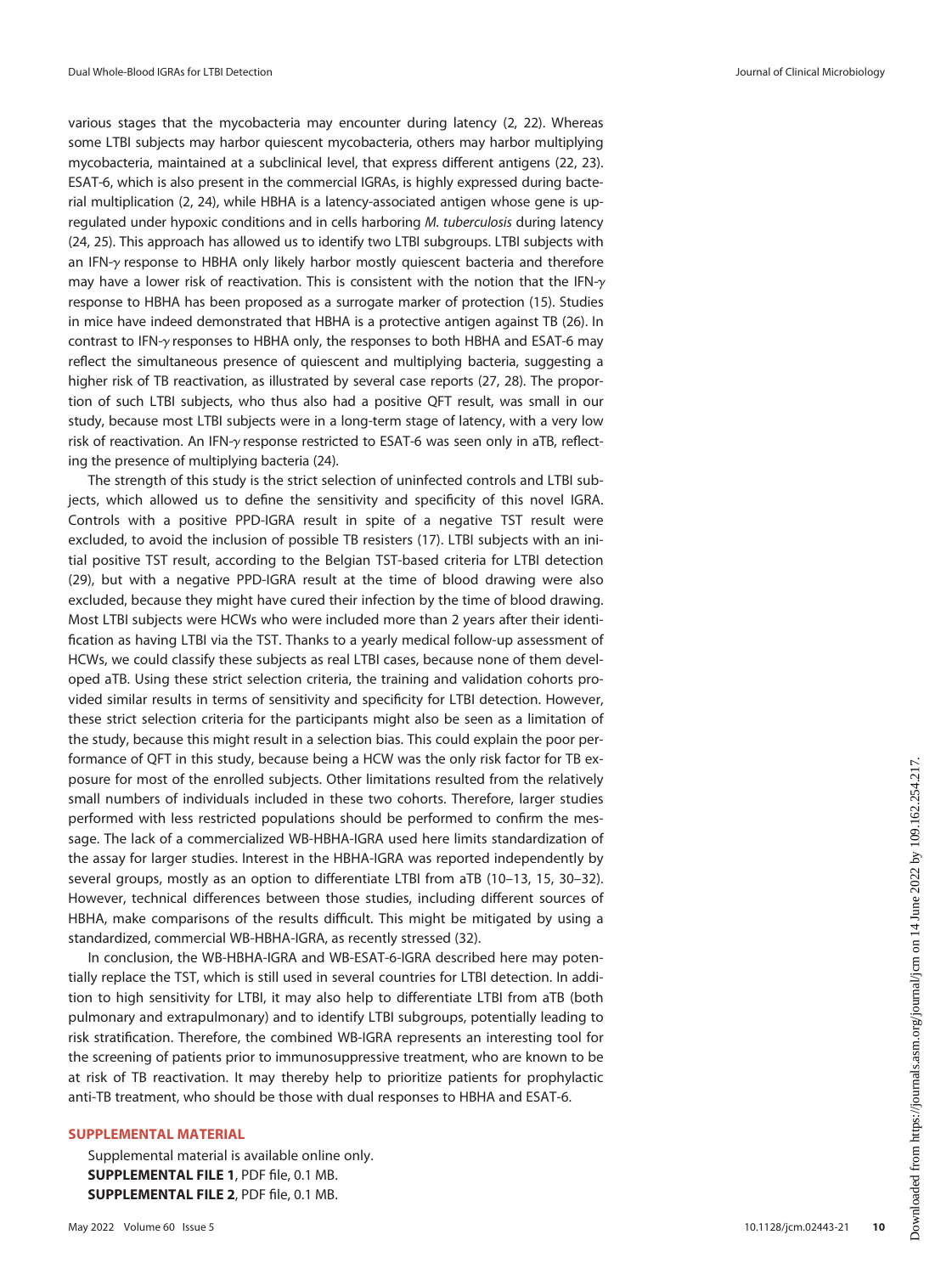various stages that the mycobacteria may encounter during latency (2, 22). Whereas some LTBI subjects may harbor quiescent mycobacteria, others may harbor multiplying mycobacteria, maintained at a subclinical level, that express different antigens (22, 23). ESAT-6, which is also present in the commercial IGRAs, is highly expressed during bacterial multiplication (2, 24), while HBHA is a latency-associated antigen whose gene is upregulated under hypoxic conditions and in cells harboring *M. tuberculosis* during latency (24, 25). This approach has allowed us to identify two LTBI subgroups. LTBI subjects with an IFN-$\gamma$ response to HBHA only likely harbor mostly quiescent bacteria and therefore may have a lower risk of reactivation. This is consistent with the notion that the IFN-$\gamma$ response to HBHA has been proposed as a surrogate marker of protection (15). Studies in mice have indeed demonstrated that HBHA is a protective antigen against TB (26). In contrast to IFN-$\gamma$ responses to HBHA only, the responses to both HBHA and ESAT-6 may reflect the simultaneous presence of quiescent and multiplying bacteria, suggesting a higher risk of TB reactivation, as illustrated by several case reports (27, 28). The proportion of such LTBI subjects, who thus also had a positive QFT result, was small in our study, because most LTBI subjects were in a long-term stage of latency, with a very low risk of reactivation. An IFN-$\gamma$ response restricted to ESAT-6 was seen only in aTB, reflecting the presence of multiplying bacteria (24).

The strength of this study is the strict selection of uninfected controls and LTBI subjects, which allowed us to define the sensitivity and specificity of this novel IGRA. Controls with a positive PPD-IGRA result in spite of a negative TST result were excluded, to avoid the inclusion of possible TB resisters (17). LTBI subjects with an initial positive TST result, according to the Belgian TST-based criteria for LTBI detection (29), but with a negative PPD-IGRA result at the time of blood drawing were also excluded, because they might have cured their infection by the time of blood drawing. Most LTBI subjects were HCWs who were included more than 2 years after their identification as having LTBI via the TST. Thanks to a yearly medical follow-up assessment of HCWs, we could classify these subjects as real LTBI cases, because none of them developed aTB. Using these strict selection criteria, the training and validation cohorts provided similar results in terms of sensitivity and specificity for LTBI detection. However, these strict selection criteria for the participants might also be seen as a limitation of the study, because this might result in a selection bias. This could explain the poor performance of QFT in this study, because being a HCW was the only risk factor for TB exposure for most of the enrolled subjects. Other limitations resulted from the relatively small numbers of individuals included in these two cohorts. Therefore, larger studies performed with less restricted populations should be performed to confirm the message. The lack of a commercialized WB-HBHA-IGRA used here limits standardization of the assay for larger studies. Interest in the HBHA-IGRA was reported independently by several groups, mostly as an option to differentiate LTBI from aTB (10–13, 15, 30–32). However, technical differences between those studies, including different sources of HBHA, make comparisons of the results difficult. This might be mitigated by using a standardized, commercial WB-HBHA-IGRA, as recently stressed (32).

In conclusion, the WB-HBHA-IGRA and WB-ESAT-6-IGRA described here may potentially replace the TST, which is still used in several countries for LTBI detection. In addition to high sensitivity for LTBI, it may also help to differentiate LTBI from aTB (both pulmonary and extrapulmonary) and to identify LTBI subgroups, potentially leading to risk stratification. Therefore, the combined WB-IGRA represents an interesting tool for the screening of patients prior to immunosuppressive treatment, who are known to be at risk of TB reactivation. It may thereby help to prioritize patients for prophylactic anti-TB treatment, who should be those with dual responses to HBHA and ESAT-6.

## SUPPLEMENTAL MATERIAL

Supplemental material is available online only.

**SUPPLEMENTAL FILE 1**, PDF file, 0.1 MB.

**SUPPLEMENTAL FILE 2**, PDF file, 0.1 MB.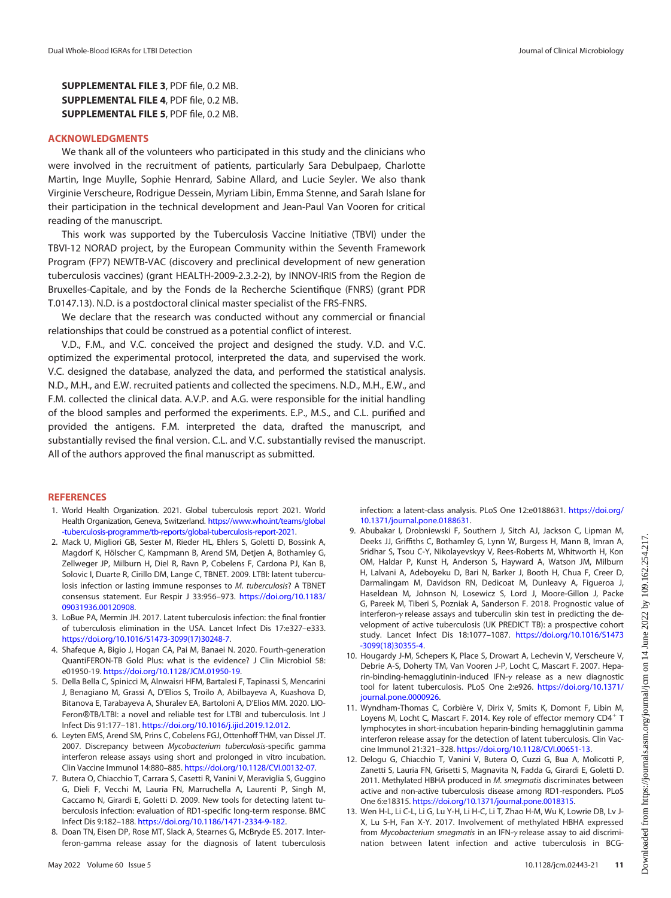**SUPPLEMENTAL FILE 3**, PDF file, 0.2 MB.
**SUPPLEMENTAL FILE 4**, PDF file, 0.2 MB.
**SUPPLEMENTAL FILE 5**, PDF file, 0.2 MB.

## ACKNOWLEDGMENTS

We thank all of the volunteers who participated in this study and the clinicians who were involved in the recruitment of patients, particularly Sara Debulpaep, Charlotte Martin, Inge Muylle, Sophie Henrard, Sabine Allard, and Lucie Seyler. We also thank Virginie Verscheure, Rodrigue Dessein, Myriam Libin, Emma Stenne, and Sarah Islane for their participation in the technical development and Jean-Paul Van Vooren for critical reading of the manuscript.

This work was supported by the Tuberculosis Vaccine Initiative (TBVI) under the TBVI-12 NORAD project, by the European Community within the Seventh Framework Program (FP7) NEWTB-VAC (discovery and preclinical development of new generation tuberculosis vaccines) (grant HEALTH-2009-2.3.2-2), by INNOV-IRIS from the Region de Bruxelles-Capitale, and by the Fonds de la Recherche Scientifique (FNRS) (grant PDR T.0147.13). N.D. is a postdoctoral clinical master specialist of the FRS-FNRS.

We declare that the research was conducted without any commercial or financial relationships that could be construed as a potential conflict of interest.

V.D., F.M., and V.C. conceived the project and designed the study. V.D. and V.C. optimized the experimental protocol, interpreted the data, and supervised the work. V.C. designed the database, analyzed the data, and performed the statistical analysis. N.D., M.H., and E.W. recruited patients and collected the specimens. N.D., M.H., E.W., and F.M. collected the clinical data. A.V.P. and A.G. were responsible for the initial handling of the blood samples and performed the experiments. E.P., M.S., and C.L. purified and provided the antigens. F.M. interpreted the data, drafted the manuscript, and substantially revised the final version. C.L. and V.C. substantially revised the manuscript. All of the authors approved the final manuscript as submitted.

## REFERENCES

1. World Health Organization. 2021. Global tuberculosis report 2021. World Health Organization, Geneva, Switzerland. https://www.who.int/teams/global-tuberculosis-programme/tb-reports/global-tuberculosis-report-2021.
2. Mack U, Migliori GB, Sester M, Rieder HL, Ehlers S, Goletti D, Bossink A, Magdorf K, Hölscher C, Kampmann B, Arend SM, Detjen A, Bothamley G, Zellweger JP, Milburn H, Diel R, Ravn P, Cobelens F, Cardona PJ, Kan B, Solovic I, Duarte R, Cirillo DM, Lange C, TBNET. 2009. LTBI: latent tuberculosis infection or lasting immune responses to *M. tuberculosis*? A TBNET consensus statement. Eur Respir J 33:956–973. https://doi.org/10.1183/09031936.00120908.
3. LoBue PA, Mermin JH. 2017. Latent tuberculosis infection: the final frontier of tuberculosis elimination in the USA. Lancet Infect Dis 17:e327–e333. https://doi.org/10.1016/S1473-3099(17)30248-7.
4. Shafeque A, Bigio J, Hogan CA, Pai M, Banaei N. 2020. Fourth-generation QuantiFERON-TB Gold Plus: what is the evidence? J Clin Microbiol 58: e01950-19. https://doi.org/10.1128/JCM.01950-19.
5. Della Bella C, Spinicci M, Alnwaisri HFM, Bartalesi F, Tapinassi S, Mencarini J, Benagiano M, Grassi A, D'Elios S, Troilo A, Abilbayeva A, Kuashova D, Bitanova E, Tarabayeva A, Shuralev EA, Bartoloni A, D'Elios MM. 2020. LIO-Feron®TB/LTBI: a novel and reliable test for LTBI and tuberculosis. Int J Infect Dis 91:177–181. https://doi.org/10.1016/j.ijid.2019.12.012.
6. Leyten EMS, Arend SM, Prins C, Cobelens FGJ, Ottenhoff THM, van Dissel JT. 2007. Discrepancy between *Mycobacterium tuberculosis*-specific gamma interferon release assays using short and prolonged in vitro incubation. Clin Vaccine Immunol 14:880–885. https://doi.org/10.1128/CVI.00132-07.
7. Butera O, Chiacchio T, Carrara S, Casetti R, Vanini V, Meraviglia S, Guggino G, Dieli F, Vecchi M, Lauria FN, Marruchella A, Laurenti P, Singh M, Caccamo N, Girardi E, Goletti D. 2009. New tools for detecting latent tuberculosis infection: evaluation of RD1-specific long-term response. BMC Infect Dis 9:182–188. https://doi.org/10.1186/1471-2334-9-182.
8. Doan TN, Eisen DP, Rose MT, Slack A, Stearnes G, McBryde ES. 2017. Interferon-gamma release assay for the diagnosis of latent tuberculosis infection: a latent-class analysis. PLoS One 12:e0188631. https://doi.org/10.1371/journal.pone.0188631.
9. Abubakar I, Drobniewski F, Southern J, Sitch AJ, Jackson C, Lipman M, Deeks JJ, Griffiths C, Bothamley G, Lynn W, Burgess H, Mann B, Imran A, Sridhar S, Tsou C-Y, Nikolayevskyy V, Rees-Roberts M, Whitworth H, Kon OM, Haldar P, Kunst H, Anderson S, Hayward A, Watson JM, Milburn H, Lalvani A, Adeboyeku D, Bari N, Barker J, Booth H, Chua F, Creer D, Darmalingam M, Davidson RN, Dedicoat M, Dunleavy A, Figueroa J, Haseldean M, Johnson N, Losewicz S, Lord J, Moore-Gillon J, Packe G, Pareek M, Tiberi S, Pozniak A, Sanderson F. 2018. Prognostic value of interferon-γ release assays and tuberculin skin test in predicting the development of active tuberculosis (UK PREDICT TB): a prospective cohort study. Lancet Infect Dis 18:1077–1087. https://doi.org/10.1016/S1473-3099(18)30355-4.
10. Hougardy J-M, Schepers K, Place S, Drowart A, Lechevin V, Verscheure V, Debrie A-S, Doherty TM, Van Vooren J-P, Locht C, Mascart F. 2007. Heparin-binding-hemagglutinin-induced IFN-γ release as a new diagnostic tool for latent tuberculosis. PLoS One 2:e926. https://doi.org/10.1371/journal.pone.0000926.
11. Wyndham-Thomas C, Corbière V, Dirix V, Smits K, Domont F, Libin M, Loyens M, Locht C, Mascart F. 2014. Key role of effector memory CD4$^{+}$ T lymphocytes in short-incubation heparin-binding hemagglutinin gamma interferon release assay for the detection of latent tuberculosis. Clin Vaccine Immunol 21:321–328. https://doi.org/10.1128/CVI.00651-13.
12. Delogu G, Chiacchio T, Vanini V, Butera O, Cuzzi G, Bua A, Molicotti P, Zanetti S, Lauria FN, Grisetti S, Magnavita N, Fadda G, Girardi E, Goletti D. 2011. Methylated HBHA produced in *M. smegmatis* discriminates between active and non-active tuberculosis disease among RD1-responders. PLoS One 6:e18315. https://doi.org/10.1371/journal.pone.0018315.
13. Wen H-L, Li C-L, Li G, Lu Y-H, Li H-C, Li T, Zhao H-M, Wu K, Lowrie DB, Lv J-X, Lu S-H, Fan X-Y. 2017. Involvement of methylated HBHA expressed from *Mycobacterium smegmatis* in an IFN-γ release assay to aid discrimination between latent infection and active tuberculosis in BCG-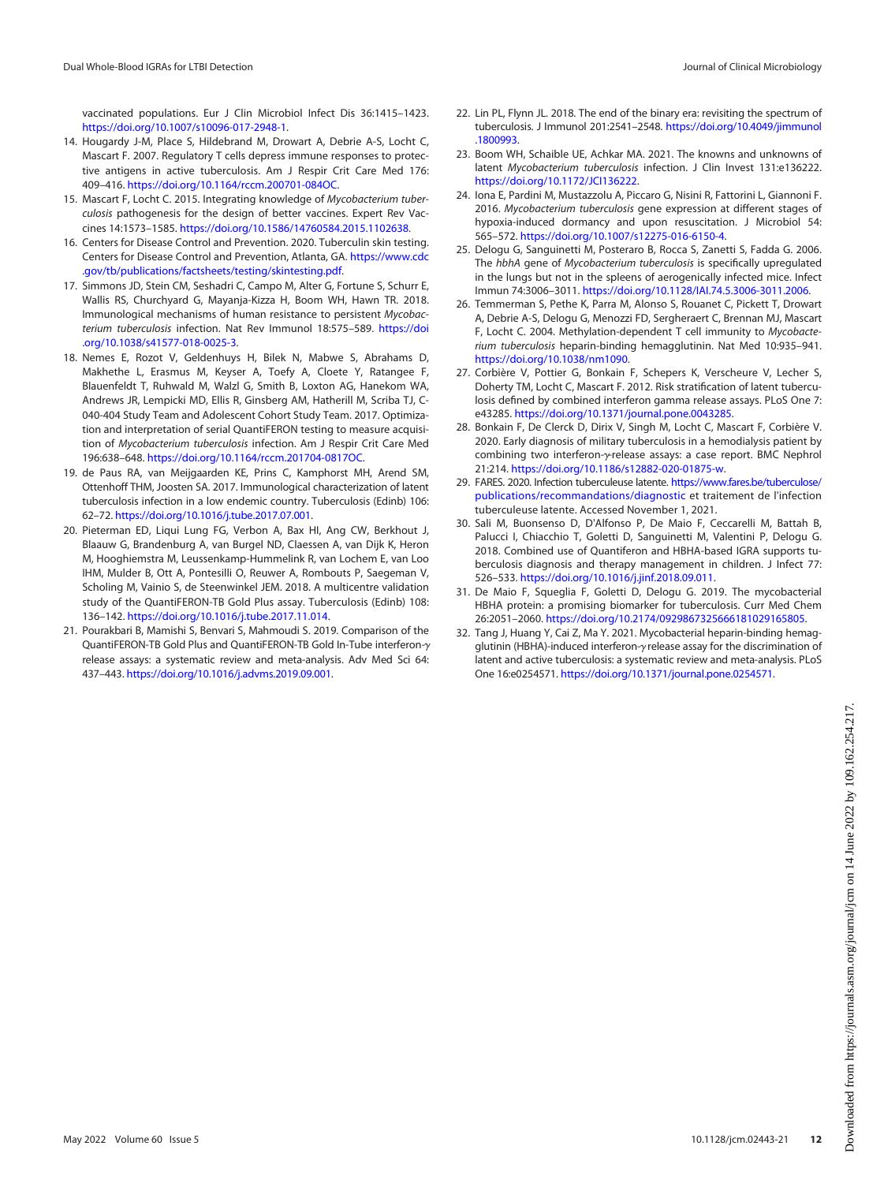vaccinated populations. Eur J Clin Microbiol Infect Dis 36:1415–1423. https://doi.org/10.1007/s10096-017-2948-1.

14. Hougardy J-M, Place S, Hildebrand M, Drowart A, Debrie A-S, Locht C, Mascart F. 2007. Regulatory T cells depress immune responses to protective antigens in active tuberculosis. Am J Respir Crit Care Med 176: 409–416. https://doi.org/10.1164/rccm.200701-084OC.
15. Mascart F, Locht C. 2015. Integrating knowledge of *Mycobacterium tuberculosis* pathogenesis for the design of better vaccines. Expert Rev Vaccines 14:1573–1585. https://doi.org/10.1586/14760584.2015.1102638.
16. Centers for Disease Control and Prevention. 2020. Tuberculin skin testing. Centers for Disease Control and Prevention, Atlanta, GA. https://www.cdc.gov/tb/publications/factsheets/testing/skintesting.pdf.
17. Simmons JD, Stein CM, Seshadri C, Campo M, Alter G, Fortune S, Schurr E, Wallis RS, Churchyard G, Mayanja-Kizza H, Boom WH, Hawn TR. 2018. Immunological mechanisms of human resistance to persistent *Mycobacterium tuberculosis* infection. Nat Rev Immunol 18:575–589. https://doi.org/10.1038/s41577-018-0025-3.
18. Nemes E, Rozot V, Geldenhuys H, Bilek N, Mabwe S, Abrahams D, Makhethe L, Erasmus M, Keyser A, Toefy A, Cloete Y, Ratangee F, Blauenfeldt T, Ruhwald M, Walzl G, Smith B, Loxton AG, Hanekom WA, Andrews JR, Lempicki MD, Ellis R, Ginsberg AM, Hatherill M, Scriba TJ, C-040-404 Study Team and Adolescent Cohort Study Team. 2017. Optimization and interpretation of serial QuantiFERON testing to measure acquisition of *Mycobacterium tuberculosis* infection. Am J Respir Crit Care Med 196:638–648. https://doi.org/10.1164/rccm.201704-0817OC.
19. de Paus RA, van Meijgaarden KE, Prins C, Kamphorst MH, Arend SM, Ottenhoff THM, Joosten SA. 2017. Immunological characterization of latent tuberculosis infection in a low endemic country. Tuberculosis (Edinb) 106: 62–72. https://doi.org/10.1016/j.tube.2017.07.001.
20. Pieterman ED, Liqui Lung FG, Verbon A, Bax HI, Ang CW, Berkhout J, Blaauw G, Brandenburg A, van Burgel ND, Claessen A, van Dijk K, Heron M, Hooghiemstra M, Leussenkamp-Hummelink R, van Lochem E, van Loo IHM, Mulder B, Ott A, Pontesilli O, Reuwer A, Rombouts P, Saegeman V, Scholing M, Vainio S, de Steenwinkel JEM. 2018. A multicentre validation study of the QuantiFERON-TB Gold Plus assay. Tuberculosis (Edinb) 108: 136–142. https://doi.org/10.1016/j.tube.2017.11.014.
21. Pourakbari B, Mamishi S, Benvari S, Mahmoudi S. 2019. Comparison of the QuantiFERON-TB Gold Plus and QuantiFERON-TB Gold In-Tube interferon-$\gamma$ release assays: a systematic review and meta-analysis. Adv Med Sci 64: 437–443. https://doi.org/10.1016/j.advms.2019.09.001.
22. Lin PL, Flynn JL. 2018. The end of the binary era: revisiting the spectrum of tuberculosis. J Immunol 201:2541–2548. https://doi.org/10.4049/jimmunol.1800993.
23. Boom WH, Schaible UE, Achkar MA. 2021. The knowns and unknowns of latent *Mycobacterium tuberculosis* infection. J Clin Invest 131:e136222. https://doi.org/10.1172/JCI136222.
24. Iona E, Pardini M, Mustazzolu A, Piccaro G, Nisini R, Fattorini L, Giannoni F. 2016. *Mycobacterium tuberculosis* gene expression at different stages of hypoxia-induced dormancy and upon resuscitation. J Microbiol 54: 565–572. https://doi.org/10.1007/s12275-016-6150-4.
25. Delogu G, Sanguinetti M, Posteraro B, Rocca S, Zanetti S, Fadda G. 2006. The *hbhA* gene of *Mycobacterium tuberculosis* is specifically upregulated in the lungs but not in the spleens of aerogenically infected mice. Infect Immun 74:3006–3011. https://doi.org/10.1128/IAI.74.5.3006-3011.2006.
26. Temmerman S, Pethe K, Parra M, Alonso S, Rouanet C, Pickett T, Drowart A, Debrie A-S, Delogu G, Menozzi FD, Sergheraert C, Brennan MJ, Mascart F, Locht C. 2004. Methylation-dependent T cell immunity to *Mycobacterium tuberculosis* heparin-binding hemagglutinin. Nat Med 10:935–941. https://doi.org/10.1038/nm1090.
27. Corbière V, Pottier G, Bonkain F, Schepers K, Verscheure V, Lecher S, Doherty TM, Locht C, Mascart F. 2012. Risk stratification of latent tuberculosis defined by combined interferon gamma release assays. PLoS One 7: e43285. https://doi.org/10.1371/journal.pone.0043285.
28. Bonkain F, De Clerck D, Dirix V, Singh M, Locht C, Mascart F, Corbière V. 2020. Early diagnosis of military tuberculosis in a hemodialysis patient by combining two interferon-$\gamma$-release assays: a case report. BMC Nephrol 21:214. https://doi.org/10.1186/s12882-020-01875-w.
29. FARES. 2020. Infection tuberculeuse latente. https://www.fares.be/tuberculose/publications/recommandations/diagnostic et traitement de l'infection tuberculeuse latente. Accessed November 1, 2021.
30. Sali M, Buonsenso D, D'Alfonso P, De Maio F, Ceccarelli M, Battah B, Palucci I, Chiacchio T, Goletti D, Sanguinetti M, Valentini P, Delogu G. 2018. Combined use of Quantiferon and HBHA-based IGRA supports tuberculosis diagnosis and therapy management in children. J Infect 77: 526–533. https://doi.org/10.1016/j.jinf.2018.09.011.
31. De Maio F, Squeglia F, Goletti D, Delogu G. 2019. The mycobacterial HBHA protein: a promising biomarker for tuberculosis. Curr Med Chem 26:2051–2060. https://doi.org/10.2174/0929867325666181029165805.
32. Tang J, Huang Y, Cai Z, Ma Y. 2021. Mycobacterial heparin-binding hemagglutinin (HBHA)-induced interferon-$\gamma$ release assay for the discrimination of latent and active tuberculosis: a systematic review and meta-analysis. PLoS One 16:e0254571. https://doi.org/10.1371/journal.pone.0254571.